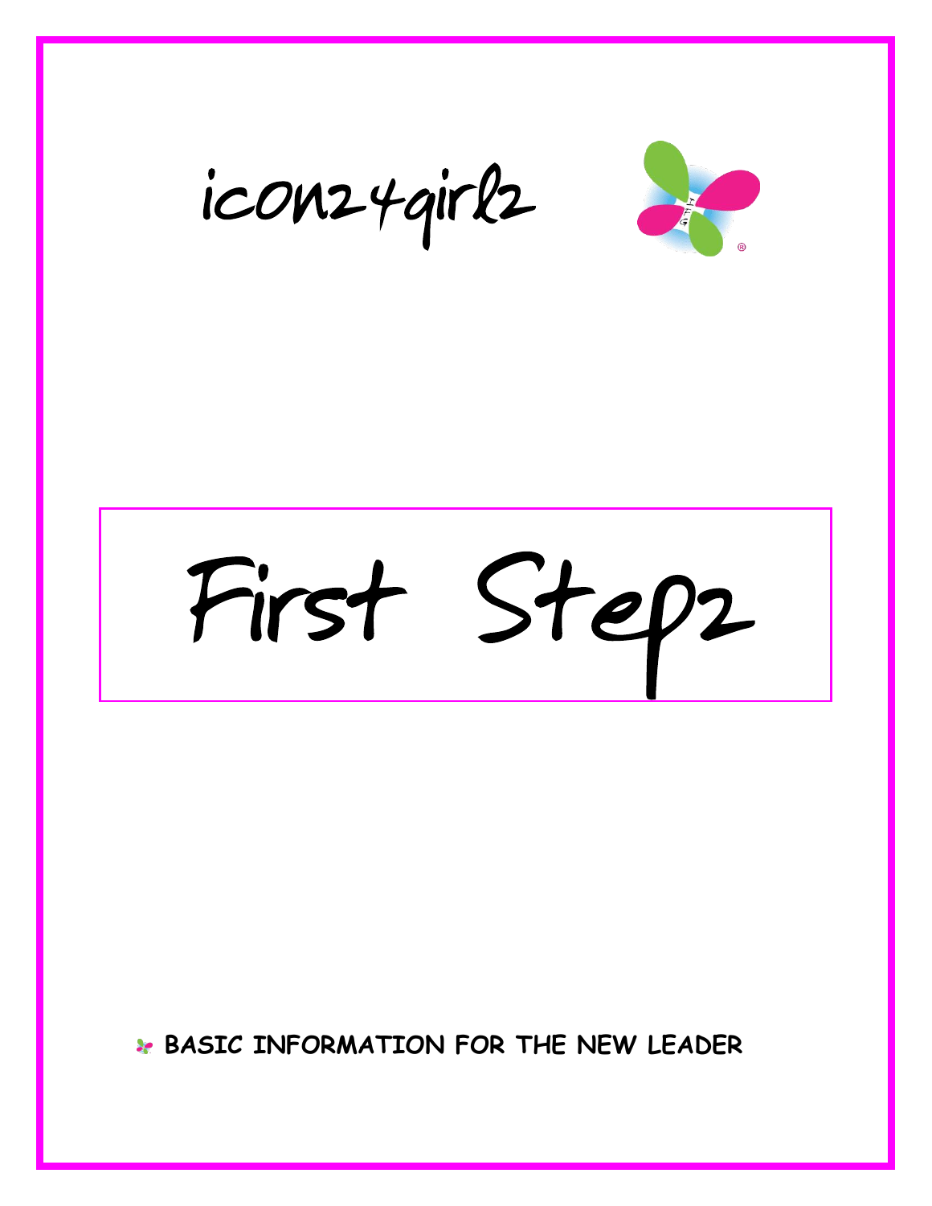# icon24girlz

# First Stepz

**BASIC INFORMATION FOR THE NEW LEADER**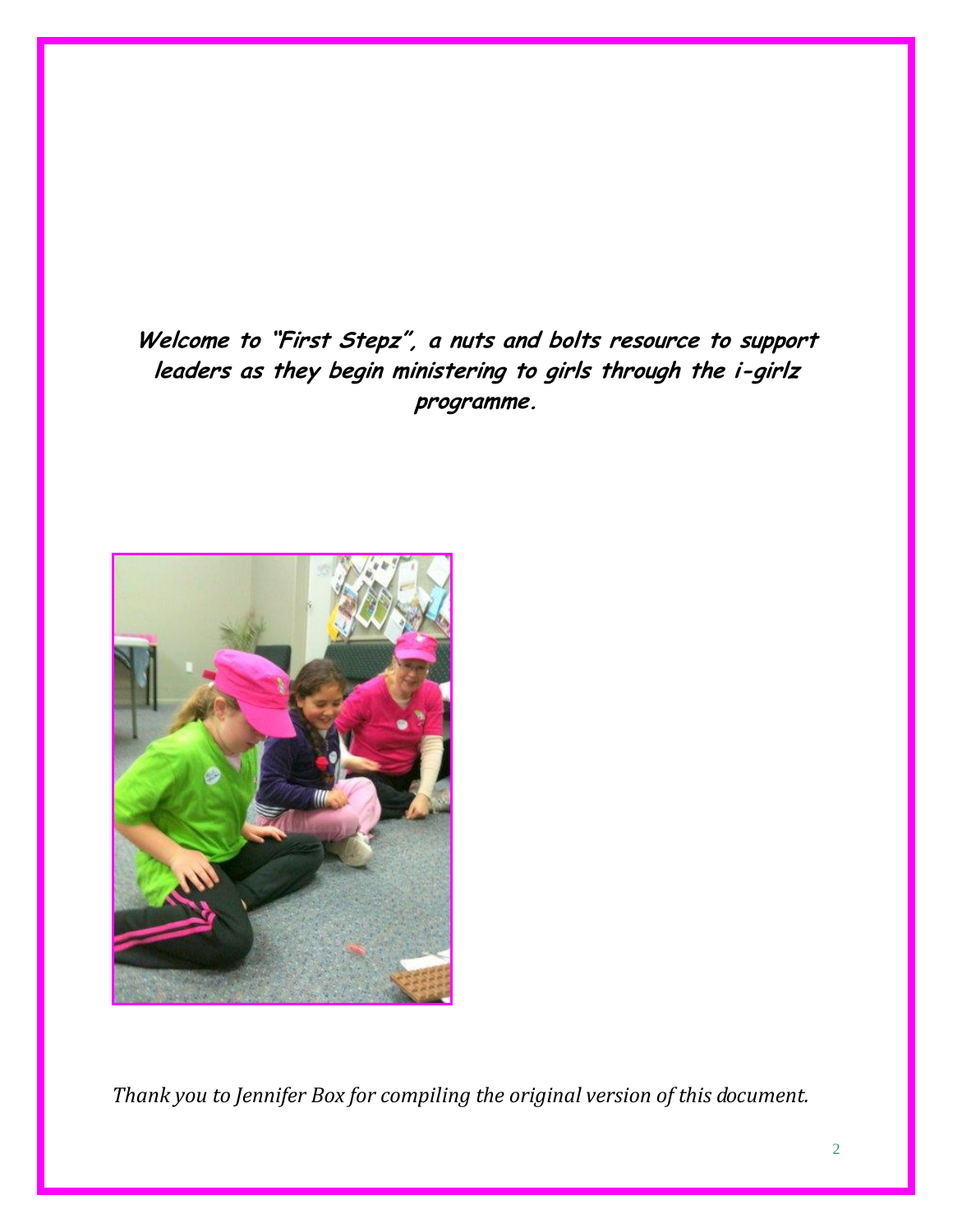***Welcome to "First Stepz", a nuts and bolts resource to support leaders as they begin ministering to girls through the i-girlz programme.***

*Thank you to Jennifer Box for compiling the original version of this document.*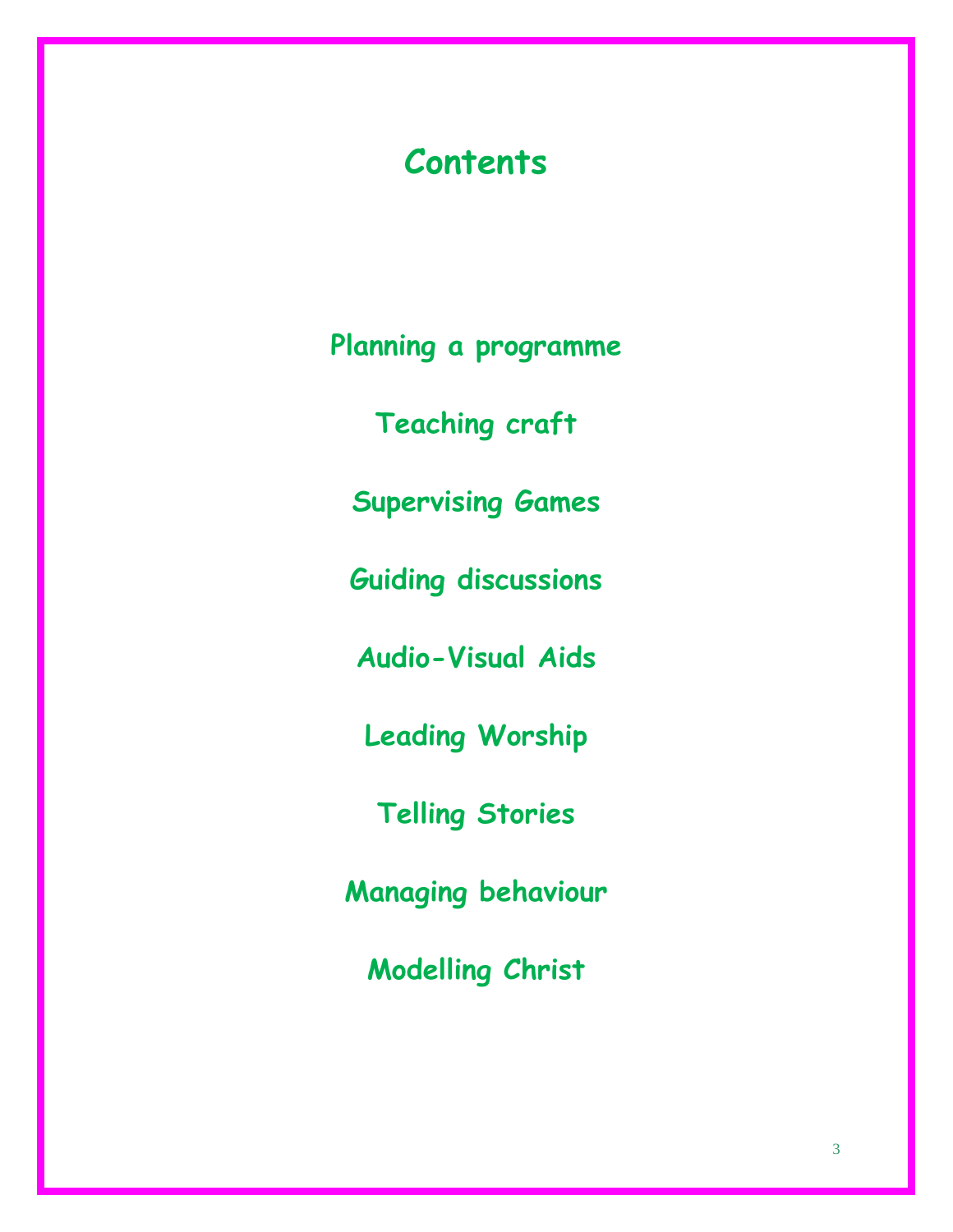# Contents

Planning a programme

Teaching craft

Supervising Games

Guiding discussions

Audio-Visual Aids

Leading Worship

Telling Stories

Managing behaviour

Modelling Christ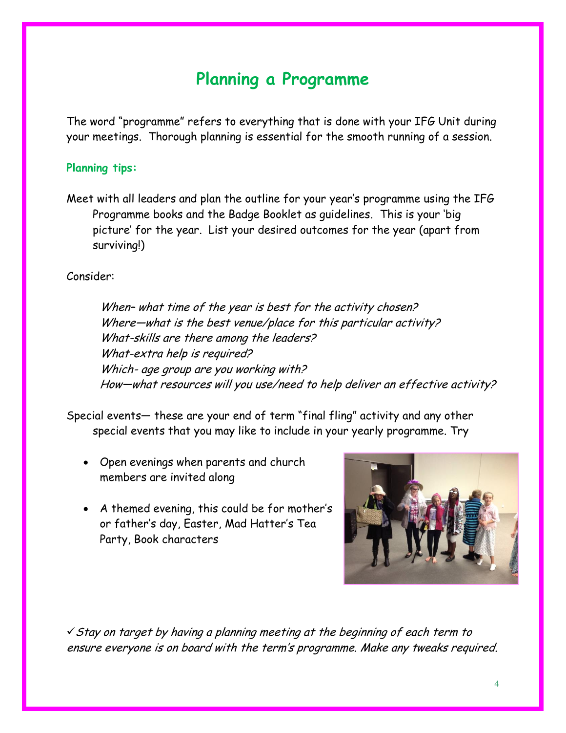# Planning a Programme

The word "programme" refers to everything that is done with your IFG Unit during your meetings. Thorough planning is essential for the smooth running of a session.

### Planning tips:

Meet with all leaders and plan the outline for your year's programme using the IFG Programme books and the Badge Booklet as guidelines. This is your 'big picture' for the year. List your desired outcomes for the year (apart from surviving!)

Consider:

*When– what time of the year is best for the activity chosen?*
*Where—what is the best venue/place for this particular activity?*
*What-skills are there among the leaders?*
*What-extra help is required?*
*Which- age group are you working with?*
*How—what resources will you use/need to help deliver an effective activity?*

Special events— these are your end of term "final fling" activity and any other special events that you may like to include in your yearly programme. Try

- Open evenings when parents and church members are invited along
- A themed evening, this could be for mother's or father's day, Easter, Mad Hatter's Tea Party, Book characters

✓ *Stay on target by having a planning meeting at the beginning of each term to ensure everyone is on board with the term's programme. Make any tweaks required.*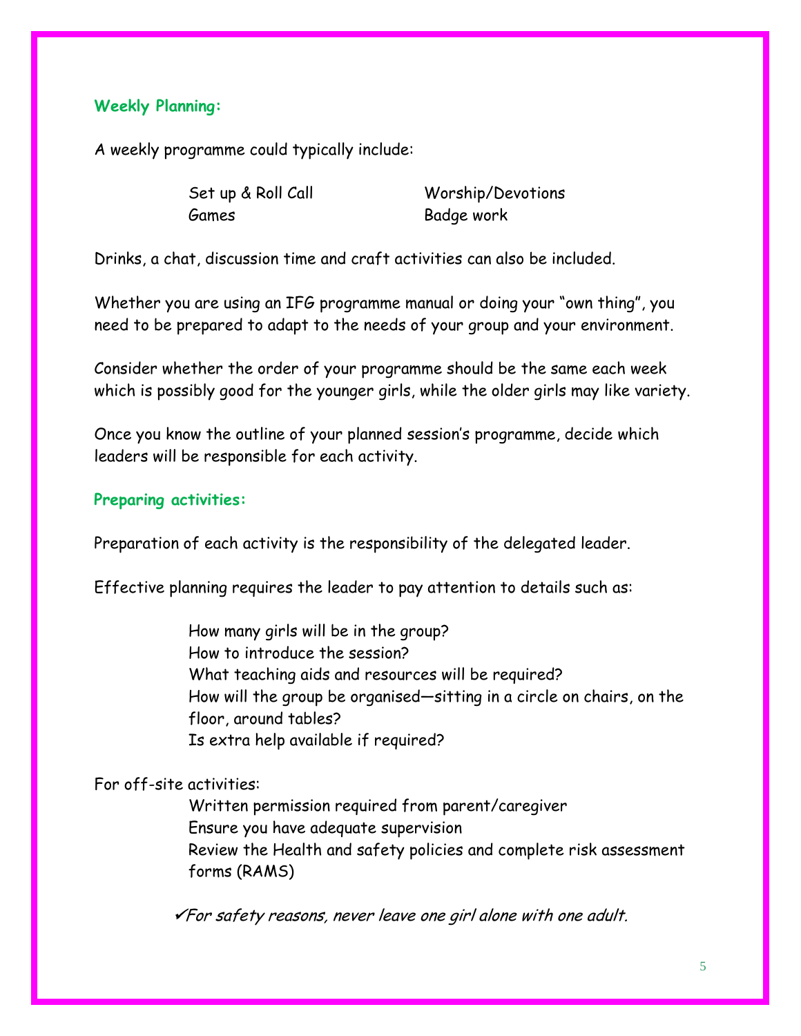**Weekly Planning:**

A weekly programme could typically include:

- Set up & Roll Call
- Worship/Devotions
- Games
- Badge work

Drinks, a chat, discussion time and craft activities can also be included.

Whether you are using an IFG programme manual or doing your "own thing", you need to be prepared to adapt to the needs of your group and your environment.

Consider whether the order of your programme should be the same each week which is possibly good for the younger girls, while the older girls may like variety.

Once you know the outline of your planned session's programme, decide which leaders will be responsible for each activity.

**Preparing activities:**

Preparation of each activity is the responsibility of the delegated leader.

Effective planning requires the leader to pay attention to details such as:

- How many girls will be in the group?
- How to introduce the session?
- What teaching aids and resources will be required?
- How will the group be organised—sitting in a circle on chairs, on the floor, around tables?
- Is extra help available if required?

For off-site activities:

- Written permission required from parent/caregiver
- Ensure you have adequate supervision
- Review the Health and safety policies and complete risk assessment forms (RAMS)

✓*For safety reasons, never leave one girl alone with one adult.*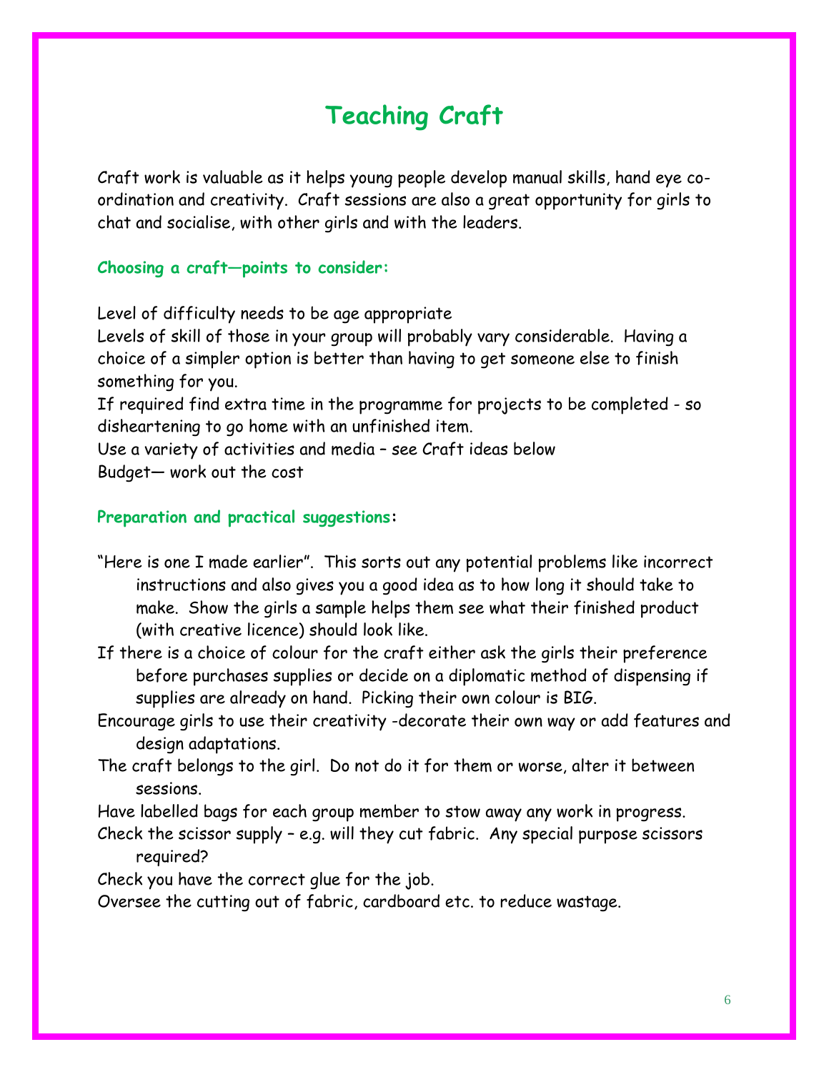# Teaching Craft

Craft work is valuable as it helps young people develop manual skills, hand eye co-ordination and creativity. Craft sessions are also a great opportunity for girls to chat and socialise, with other girls and with the leaders.

### Choosing a craft—points to consider:

Level of difficulty needs to be age appropriate

Levels of skill of those in your group will probably vary considerable. Having a choice of a simpler option is better than having to get someone else to finish something for you.

If required find extra time in the programme for projects to be completed - so disheartening to go home with an unfinished item.

Use a variety of activities and media – see Craft ideas below

Budget— work out the cost

### Preparation and practical suggestions:

"Here is one I made earlier". This sorts out any potential problems like incorrect instructions and also gives you a good idea as to how long it should take to make. Show the girls a sample helps them see what their finished product (with creative licence) should look like.

If there is a choice of colour for the craft either ask the girls their preference before purchases supplies or decide on a diplomatic method of dispensing if supplies are already on hand. Picking their own colour is BIG.

Encourage girls to use their creativity -decorate their own way or add features and design adaptations.

The craft belongs to the girl. Do not do it for them or worse, alter it between sessions.

Have labelled bags for each group member to stow away any work in progress.

Check the scissor supply – e.g. will they cut fabric. Any special purpose scissors required?

Check you have the correct glue for the job.

Oversee the cutting out of fabric, cardboard etc. to reduce wastage.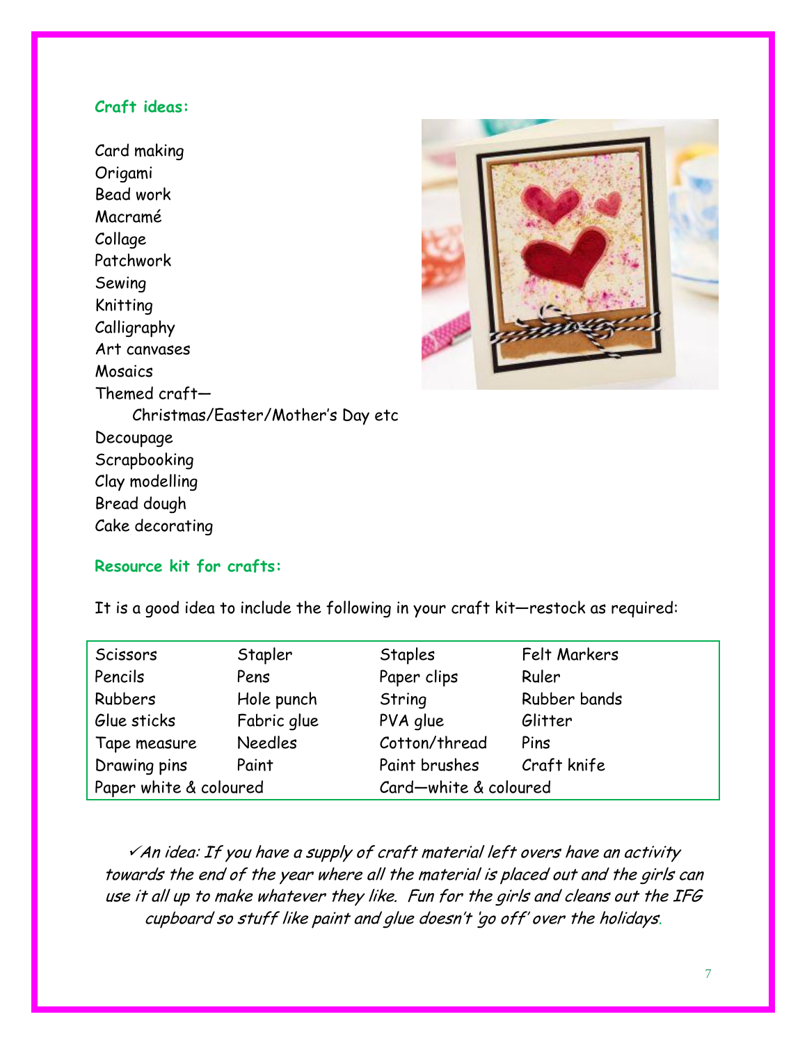**Craft ideas:**

Card making
Origami
Bead work
Macramé
Collage
Patchwork
Sewing
Knitting
Calligraphy
Art canvases
Mosaics
Themed craft—
    Christmas/Easter/Mother's Day etc
Decoupage
Scrapbooking
Clay modelling
Bread dough
Cake decorating

**Resource kit for crafts:**

It is a good idea to include the following in your craft kit—restock as required:

| | | | |
|---|---|---|---|
| Scissors | Stapler | Staples | Felt Markers |
| Pencils | Pens | Paper clips | Ruler |
| Rubbers | Hole punch | String | Rubber bands |
| Glue sticks | Fabric glue | PVA glue | Glitter |
| Tape measure | Needles | Cotton/thread | Pins |
| Drawing pins | Paint | Paint brushes | Craft knife |
| Paper white & coloured | | Card—white & coloured | |

✓*An idea: If you have a supply of craft material left overs have an activity towards the end of the year where all the material is placed out and the girls can use it all up to make whatever they like. Fun for the girls and cleans out the IFG cupboard so stuff like paint and glue doesn't 'go off' over the holidays.*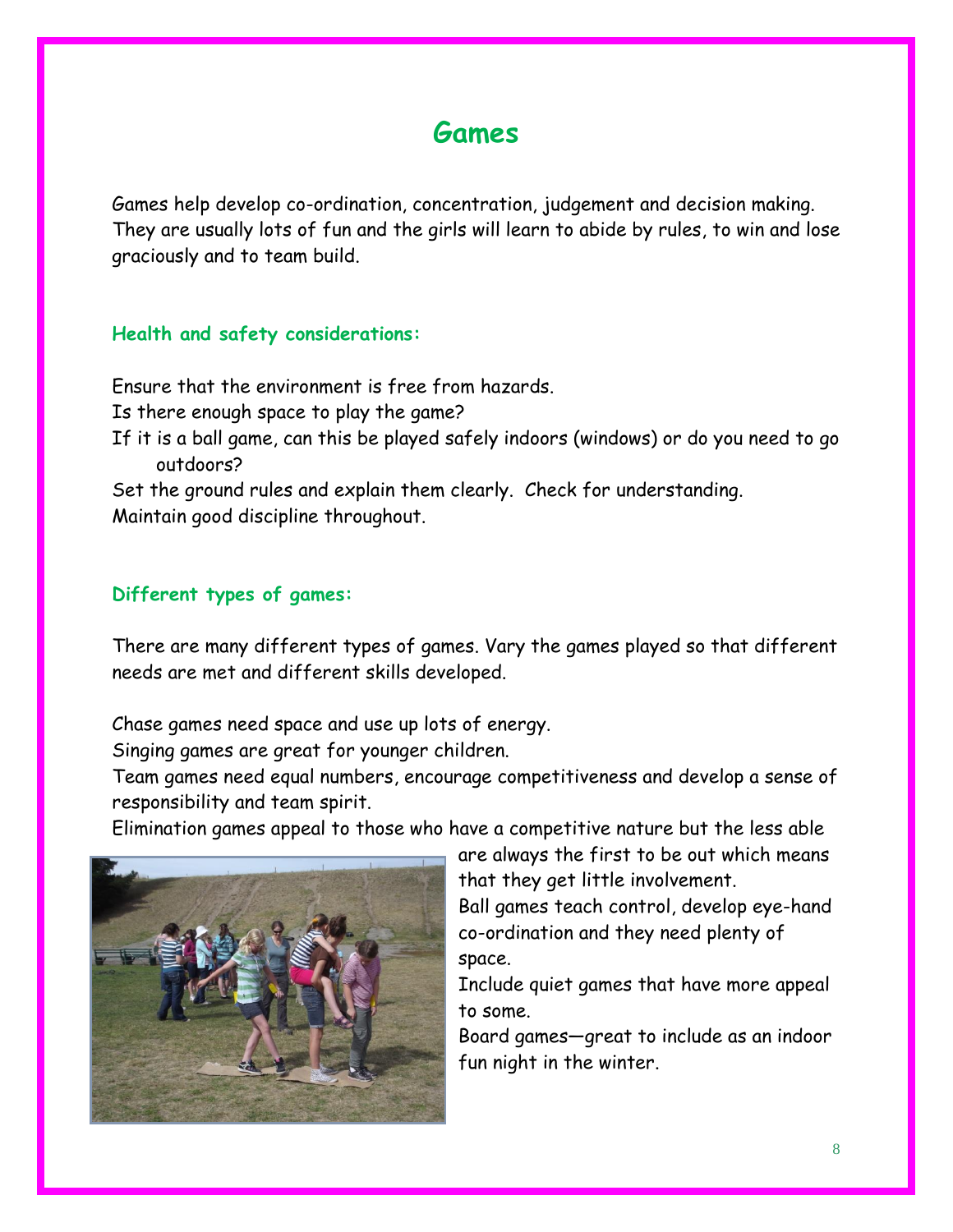# Games

Games help develop co-ordination, concentration, judgement and decision making. They are usually lots of fun and the girls will learn to abide by rules, to win and lose graciously and to team build.

### Health and safety considerations:

Ensure that the environment is free from hazards.
Is there enough space to play the game?
If it is a ball game, can this be played safely indoors (windows) or do you need to go outdoors?
Set the ground rules and explain them clearly. Check for understanding.
Maintain good discipline throughout.

### Different types of games:

There are many different types of games. Vary the games played so that different needs are met and different skills developed.

Chase games need space and use up lots of energy.
Singing games are great for younger children.
Team games need equal numbers, encourage competitiveness and develop a sense of responsibility and team spirit.
Elimination games appeal to those who have a competitive nature but the less able are always the first to be out which means that they get little involvement.
Ball games teach control, develop eye-hand co-ordination and they need plenty of space.
Include quiet games that have more appeal to some.
Board games—great to include as an indoor fun night in the winter.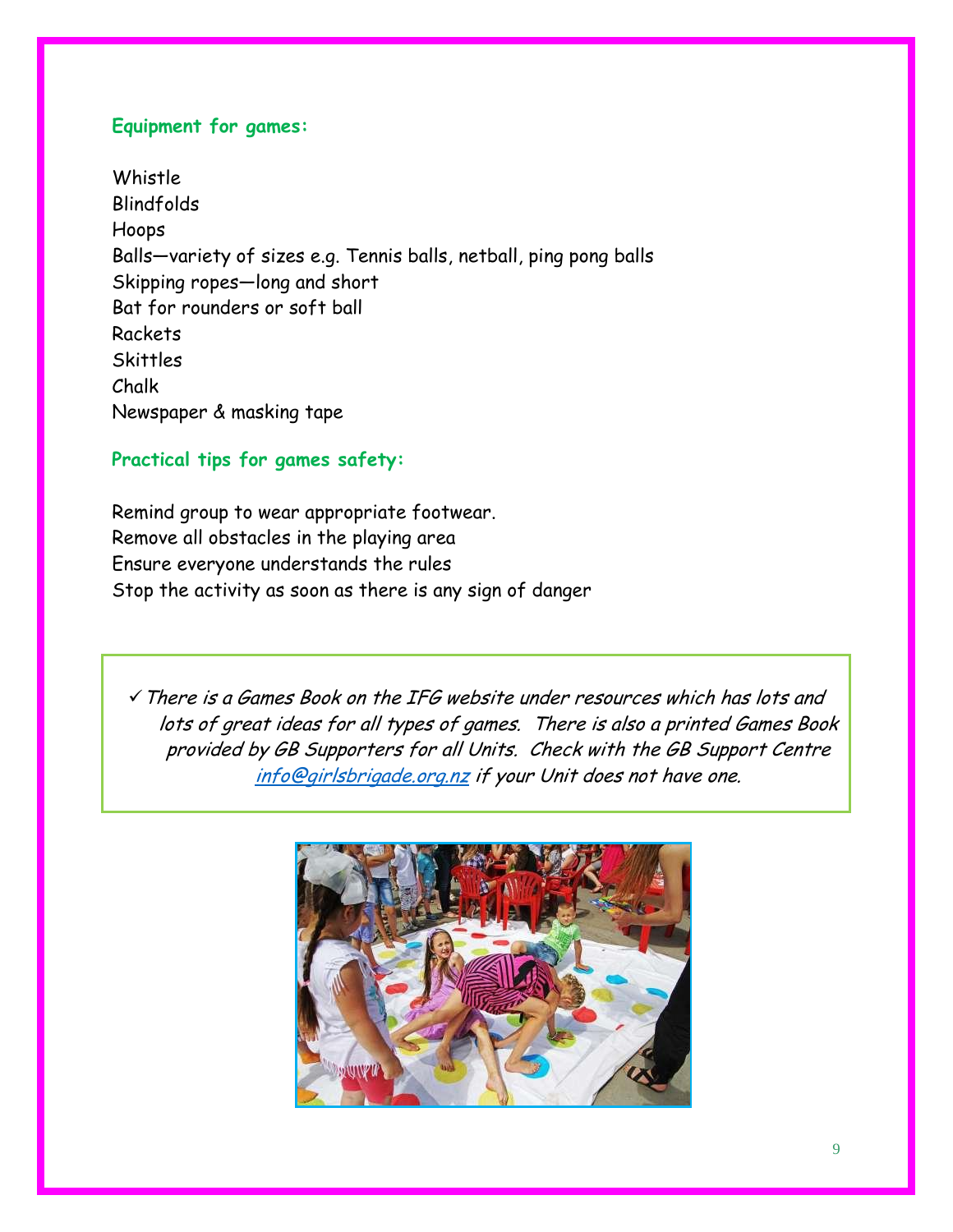### Equipment for games:

Whistle
Blindfolds
Hoops
Balls—variety of sizes e.g. Tennis balls, netball, ping pong balls
Skipping ropes—long and short
Bat for rounders or soft ball
Rackets
Skittles
Chalk
Newspaper & masking tape

### Practical tips for games safety:

Remind group to wear appropriate footwear.
Remove all obstacles in the playing area
Ensure everyone understands the rules
Stop the activity as soon as there is any sign of danger

✓ *There is a Games Book on the IFG website under resources which has lots and lots of great ideas for all types of games. There is also a printed Games Book provided by GB Supporters for all Units. Check with the GB Support Centre [info@girlsbrigade.org.nz](mailto:info@girlsbrigade.org.nz) if your Unit does not have one.*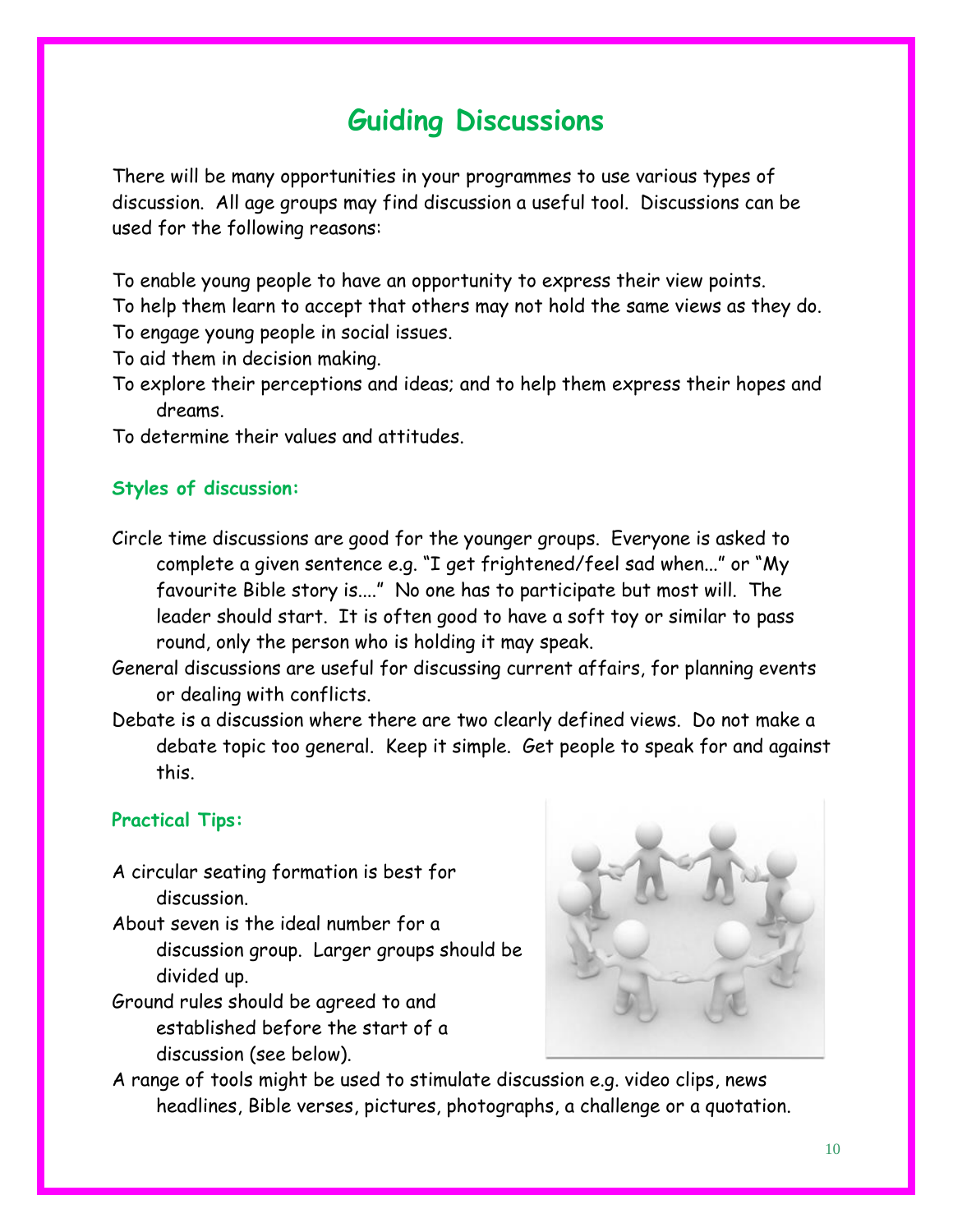# Guiding Discussions

There will be many opportunities in your programmes to use various types of discussion. All age groups may find discussion a useful tool. Discussions can be used for the following reasons:

To enable young people to have an opportunity to express their view points.
To help them learn to accept that others may not hold the same views as they do.
To engage young people in social issues.
To aid them in decision making.
To explore their perceptions and ideas; and to help them express their hopes and dreams.
To determine their values and attitudes.

### Styles of discussion:

Circle time discussions are good for the younger groups. Everyone is asked to complete a given sentence e.g. "I get frightened/feel sad when..." or "My favourite Bible story is...." No one has to participate but most will. The leader should start. It is often good to have a soft toy or similar to pass round, only the person who is holding it may speak.

General discussions are useful for discussing current affairs, for planning events or dealing with conflicts.

Debate is a discussion where there are two clearly defined views. Do not make a debate topic too general. Keep it simple. Get people to speak for and against this.

### Practical Tips:

A circular seating formation is best for discussion.

About seven is the ideal number for a discussion group. Larger groups should be divided up.

Ground rules should be agreed to and established before the start of a discussion (see below).

A range of tools might be used to stimulate discussion e.g. video clips, news headlines, Bible verses, pictures, photographs, a challenge or a quotation.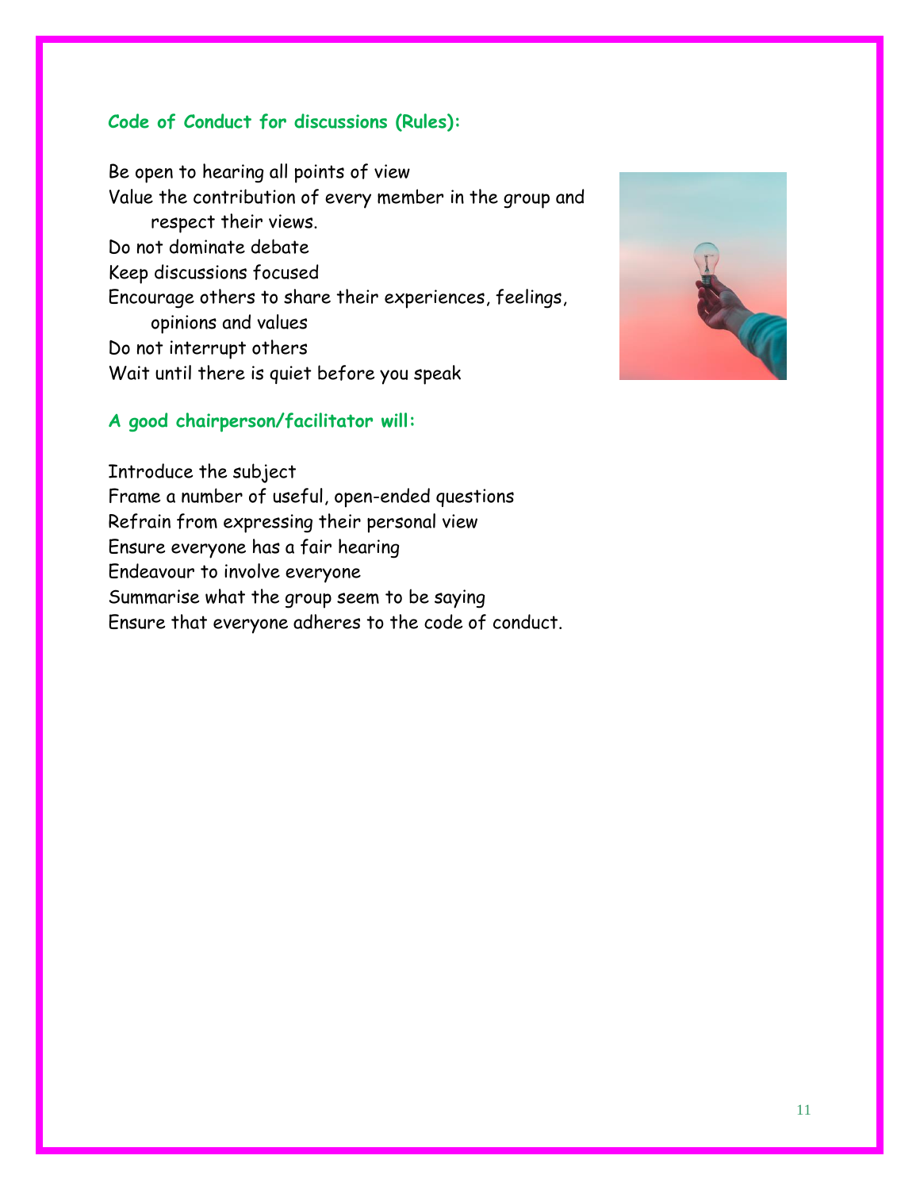### Code of Conduct for discussions (Rules):

Be open to hearing all points of view
Value the contribution of every member in the group and respect their views.
Do not dominate debate
Keep discussions focused
Encourage others to share their experiences, feelings, opinions and values
Do not interrupt others
Wait until there is quiet before you speak

### A good chairperson/facilitator will:

Introduce the subject
Frame a number of useful, open-ended questions
Refrain from expressing their personal view
Ensure everyone has a fair hearing
Endeavour to involve everyone
Summarise what the group seem to be saying
Ensure that everyone adheres to the code of conduct.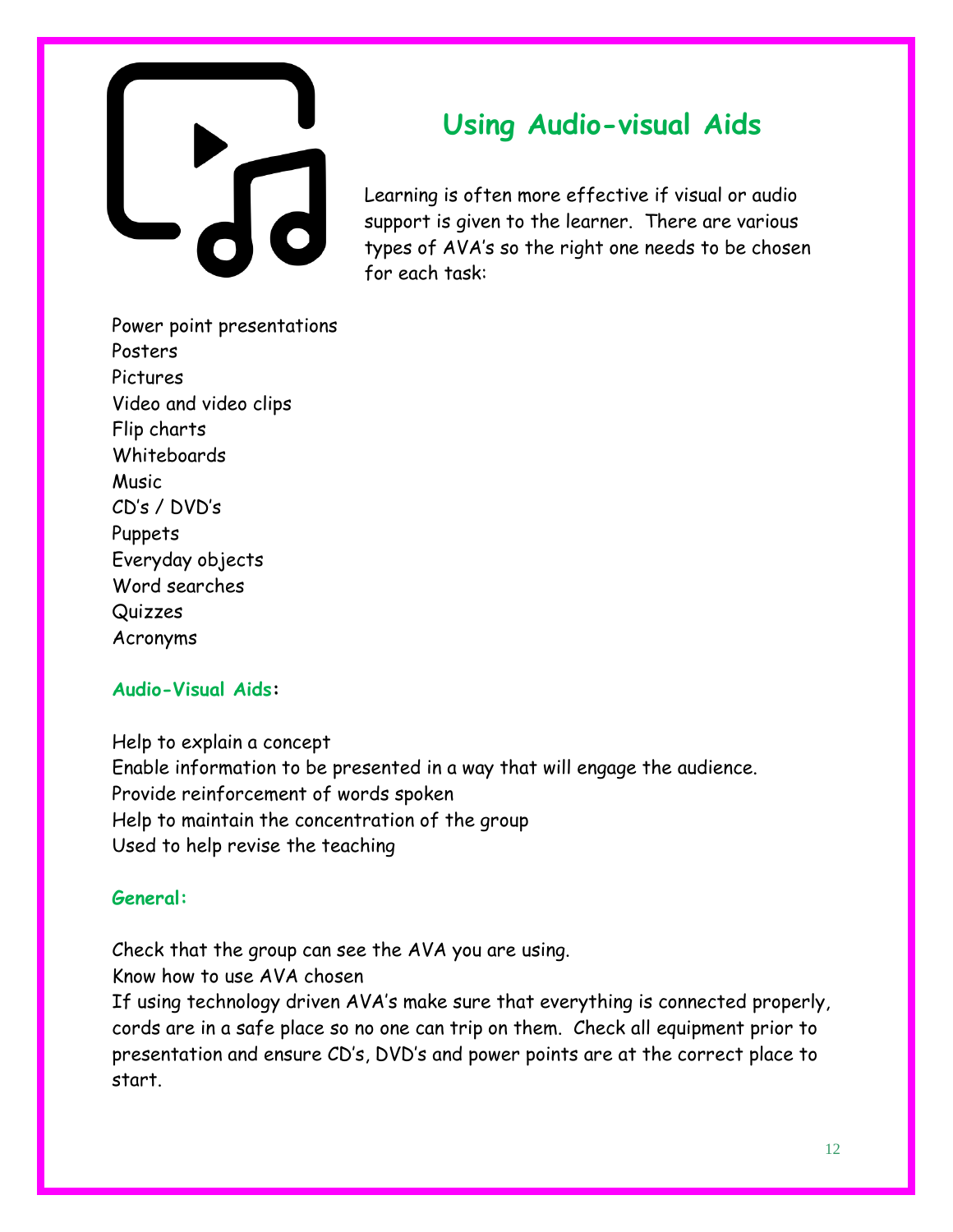# Using Audio-visual Aids

Learning is often more effective if visual or audio support is given to the learner. There are various types of AVA's so the right one needs to be chosen for each task:

Power point presentations
Posters
Pictures
Video and video clips
Flip charts
Whiteboards
Music
CD's / DVD's
Puppets
Everyday objects
Word searches
Quizzes
Acronyms

**Audio-Visual Aids:**

Help to explain a concept
Enable information to be presented in a way that will engage the audience.
Provide reinforcement of words spoken
Help to maintain the concentration of the group
Used to help revise the teaching

**General:**

Check that the group can see the AVA you are using.
Know how to use AVA chosen
If using technology driven AVA's make sure that everything is connected properly, cords are in a safe place so no one can trip on them. Check all equipment prior to presentation and ensure CD's, DVD's and power points are at the correct place to start.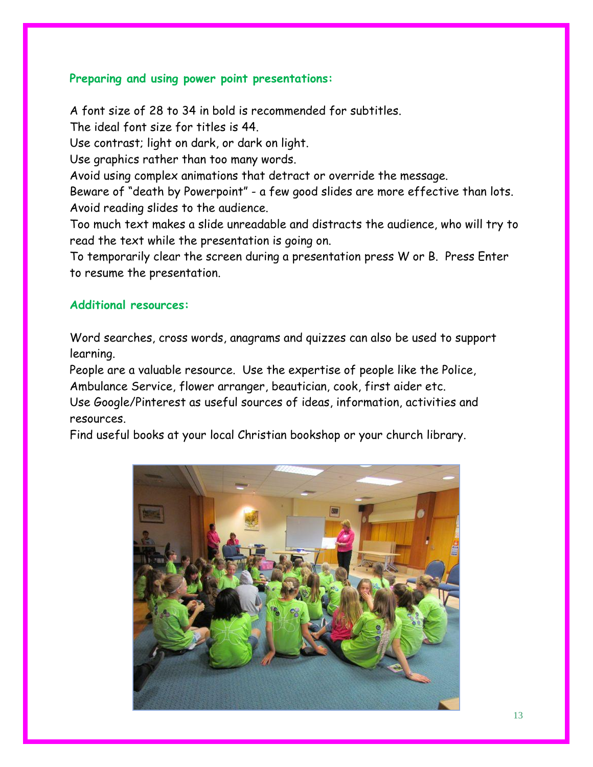### Preparing and using power point presentations:

A font size of 28 to 34 in bold is recommended for subtitles.
The ideal font size for titles is 44.
Use contrast; light on dark, or dark on light.
Use graphics rather than too many words.
Avoid using complex animations that detract or override the message.
Beware of "death by Powerpoint" - a few good slides are more effective than lots.
Avoid reading slides to the audience.
Too much text makes a slide unreadable and distracts the audience, who will try to read the text while the presentation is going on.
To temporarily clear the screen during a presentation press W or B. Press Enter to resume the presentation.

### Additional resources:

Word searches, cross words, anagrams and quizzes can also be used to support learning.
People are a valuable resource. Use the expertise of people like the Police, Ambulance Service, flower arranger, beautician, cook, first aider etc.
Use Google/Pinterest as useful sources of ideas, information, activities and resources.
Find useful books at your local Christian bookshop or your church library.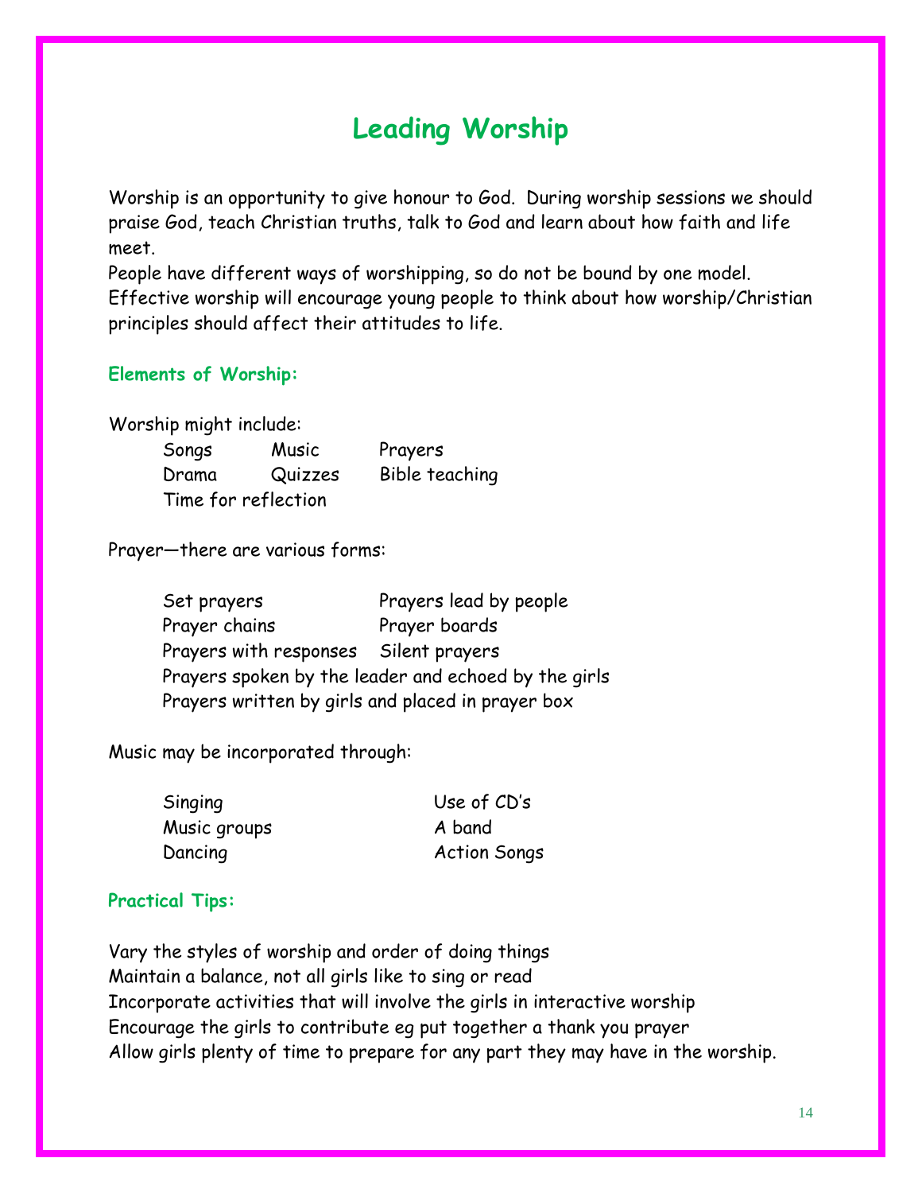# Leading Worship

Worship is an opportunity to give honour to God. During worship sessions we should praise God, teach Christian truths, talk to God and learn about how faith and life meet.

People have different ways of worshipping, so do not be bound by one model. Effective worship will encourage young people to think about how worship/Christian principles should affect their attitudes to life.

### Elements of Worship:

Worship might include:

- Songs
- Music
- Prayers
- Drama
- Quizzes
- Bible teaching
- Time for reflection

Prayer—there are various forms:

- Set prayers
- Prayers lead by people
- Prayer chains
- Prayer boards
- Prayers with responses
- Silent prayers
- Prayers spoken by the leader and echoed by the girls
- Prayers written by girls and placed in prayer box

Music may be incorporated through:

- Singing
- Use of CD's
- Music groups
- A band
- Dancing
- Action Songs

### Practical Tips:

Vary the styles of worship and order of doing things
Maintain a balance, not all girls like to sing or read
Incorporate activities that will involve the girls in interactive worship
Encourage the girls to contribute eg put together a thank you prayer
Allow girls plenty of time to prepare for any part they may have in the worship.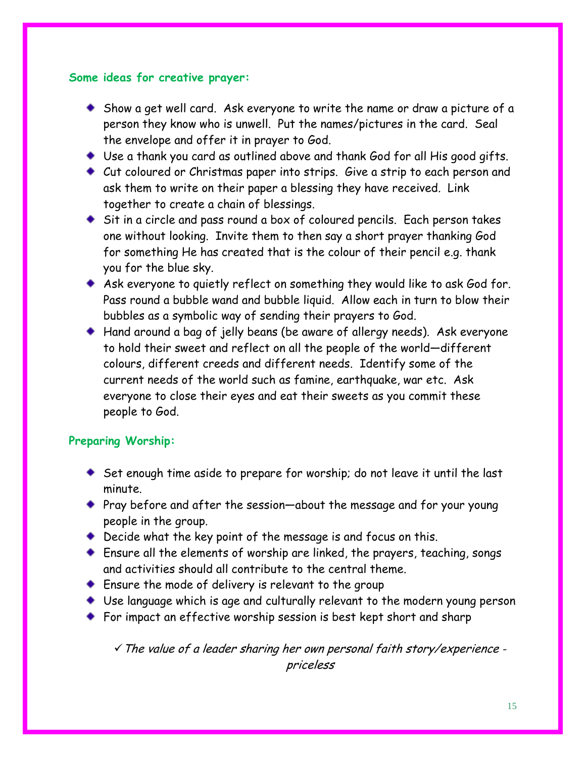**Some ideas for creative prayer:**

- Show a get well card. Ask everyone to write the name or draw a picture of a person they know who is unwell. Put the names/pictures in the card. Seal the envelope and offer it in prayer to God.
- Use a thank you card as outlined above and thank God for all His good gifts.
- Cut coloured or Christmas paper into strips. Give a strip to each person and ask them to write on their paper a blessing they have received. Link together to create a chain of blessings.
- Sit in a circle and pass round a box of coloured pencils. Each person takes one without looking. Invite them to then say a short prayer thanking God for something He has created that is the colour of their pencil e.g. thank you for the blue sky.
- Ask everyone to quietly reflect on something they would like to ask God for. Pass round a bubble wand and bubble liquid. Allow each in turn to blow their bubbles as a symbolic way of sending their prayers to God.
- Hand around a bag of jelly beans (be aware of allergy needs). Ask everyone to hold their sweet and reflect on all the people of the world—different colours, different creeds and different needs. Identify some of the current needs of the world such as famine, earthquake, war etc. Ask everyone to close their eyes and eat their sweets as you commit these people to God.

**Preparing Worship:**

- Set enough time aside to prepare for worship; do not leave it until the last minute.
- Pray before and after the session—about the message and for your young people in the group.
- Decide what the key point of the message is and focus on this.
- Ensure all the elements of worship are linked, the prayers, teaching, songs and activities should all contribute to the central theme.
- Ensure the mode of delivery is relevant to the group
- Use language which is age and culturally relevant to the modern young person
- For impact an effective worship session is best kept short and sharp

✓ *The value of a leader sharing her own personal faith story/experience - priceless*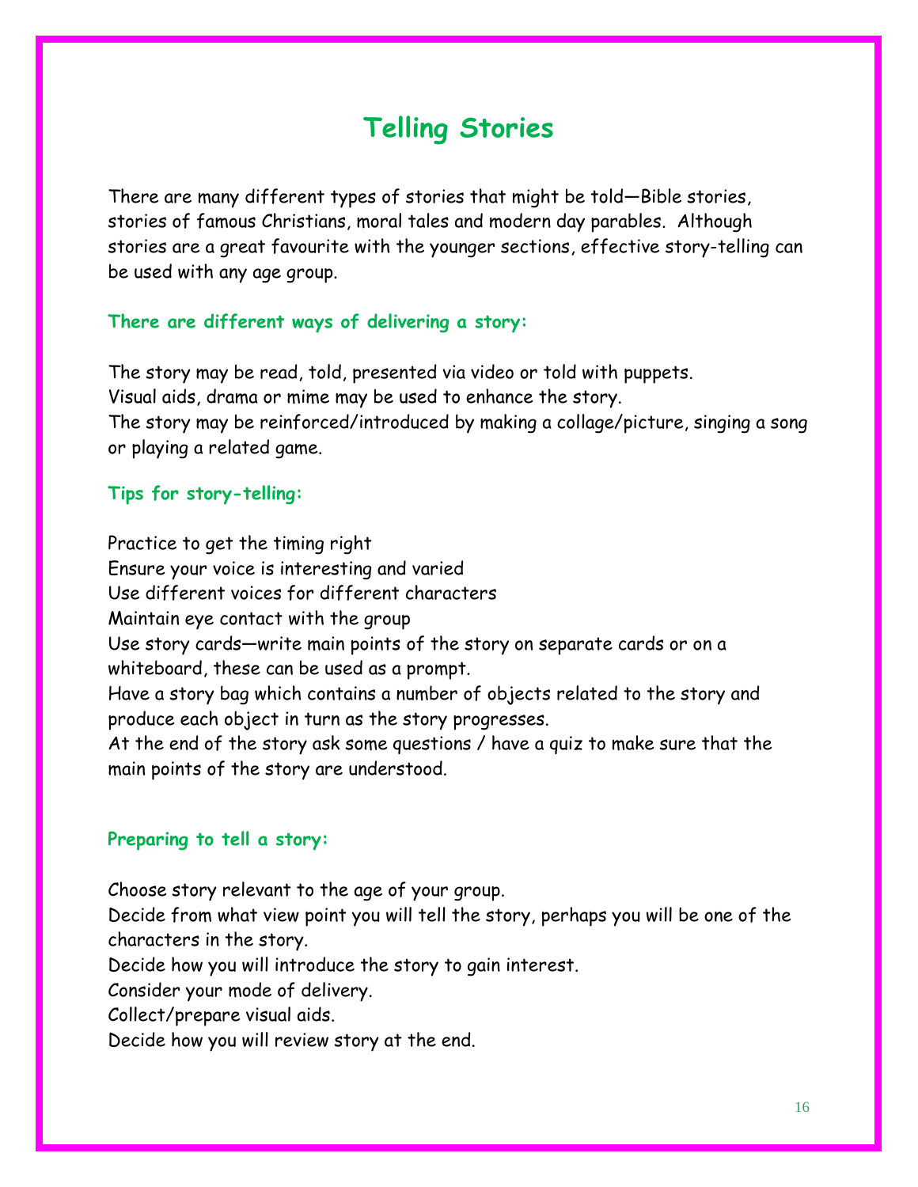# Telling Stories

There are many different types of stories that might be told—Bible stories, stories of famous Christians, moral tales and modern day parables. Although stories are a great favourite with the younger sections, effective story-telling can be used with any age group.

### There are different ways of delivering a story:

The story may be read, told, presented via video or told with puppets.
Visual aids, drama or mime may be used to enhance the story.
The story may be reinforced/introduced by making a collage/picture, singing a song or playing a related game.

### Tips for story-telling:

Practice to get the timing right
Ensure your voice is interesting and varied
Use different voices for different characters
Maintain eye contact with the group
Use story cards—write main points of the story on separate cards or on a whiteboard, these can be used as a prompt.
Have a story bag which contains a number of objects related to the story and produce each object in turn as the story progresses.
At the end of the story ask some questions / have a quiz to make sure that the main points of the story are understood.

### Preparing to tell a story:

Choose story relevant to the age of your group.
Decide from what view point you will tell the story, perhaps you will be one of the characters in the story.
Decide how you will introduce the story to gain interest.
Consider your mode of delivery.
Collect/prepare visual aids.
Decide how you will review story at the end.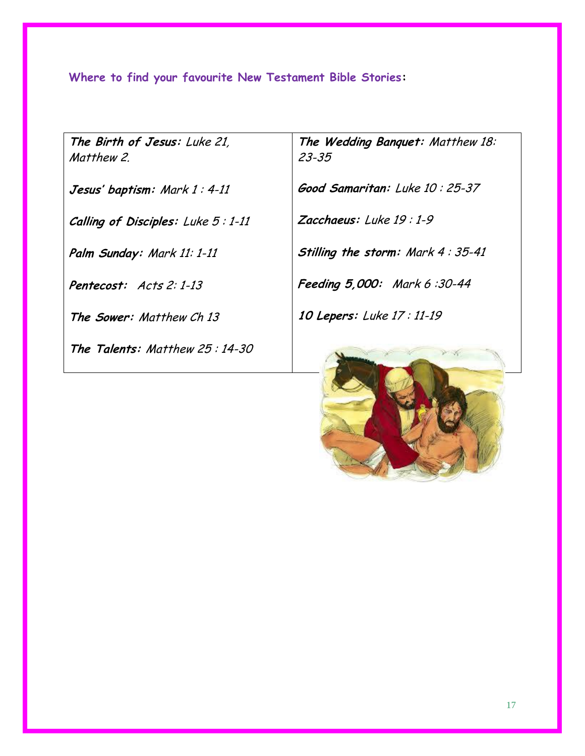**Where to find your favourite New Testament Bible Stories:**

| | |
|---|---|
| ***The Birth of Jesus:*** *Luke 21, Matthew 2.* | ***The Wedding Banquet:*** *Matthew 18: 23-35* |
| ***Jesus' baptism:*** *Mark 1 : 4-11* | ***Good Samaritan:*** *Luke 10 : 25-37* |
| ***Calling of Disciples:*** *Luke 5 : 1-11* | ***Zacchaeus:*** *Luke 19 : 1-9* |
| ***Palm Sunday:*** *Mark 11: 1-11* | ***Stilling the storm:*** *Mark 4 : 35-41* |
| ***Pentecost:*** *Acts 2: 1-13* | ***Feeding 5,000:*** *Mark 6 :30-44* |
| ***The Sower:*** *Matthew Ch 13* | ***10 Lepers:*** *Luke 17 : 11-19* |
| ***The Talents:*** *Matthew 25 : 14-30* | |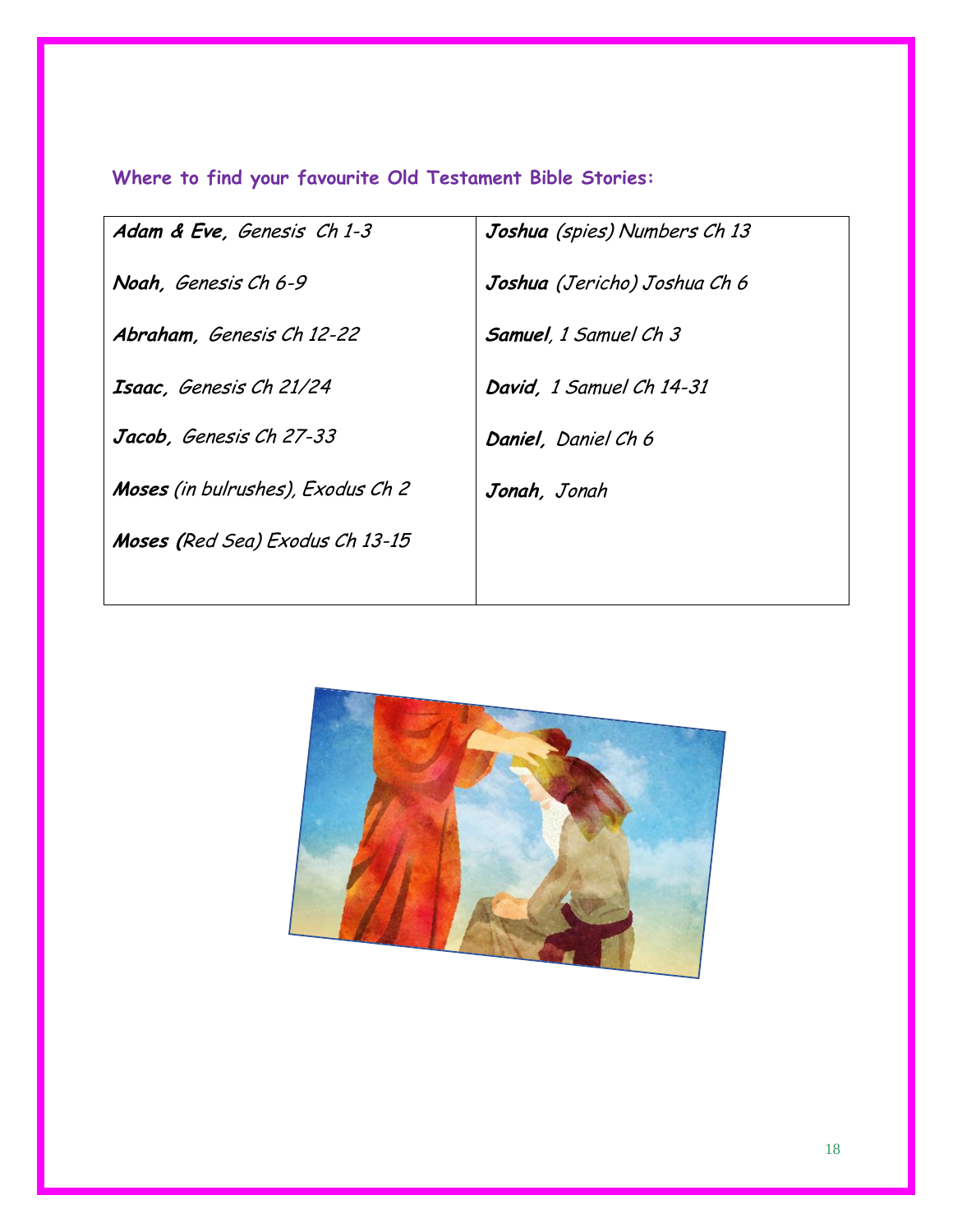**Where to find your favourite Old Testament Bible Stories:**

| | |
|---|---|
| ***Adam & Eve,*** *Genesis Ch 1-3* | ***Joshua*** *(spies) Numbers Ch 13* |
| ***Noah,*** *Genesis Ch 6-9* | ***Joshua*** *(Jericho) Joshua Ch 6* |
| ***Abraham,*** *Genesis Ch 12-22* | ***Samuel****, 1 Samuel Ch 3* |
| ***Isaac,*** *Genesis Ch 21/24* | ***David,*** *1 Samuel Ch 14-31* |
| ***Jacob,*** *Genesis Ch 27-33* | ***Daniel,*** *Daniel Ch 6* |
| ***Moses*** *(in bulrushes), Exodus Ch 2* | ***Jonah,*** *Jonah* |
| ***Moses (****Red Sea) Exodus Ch 13-15* | |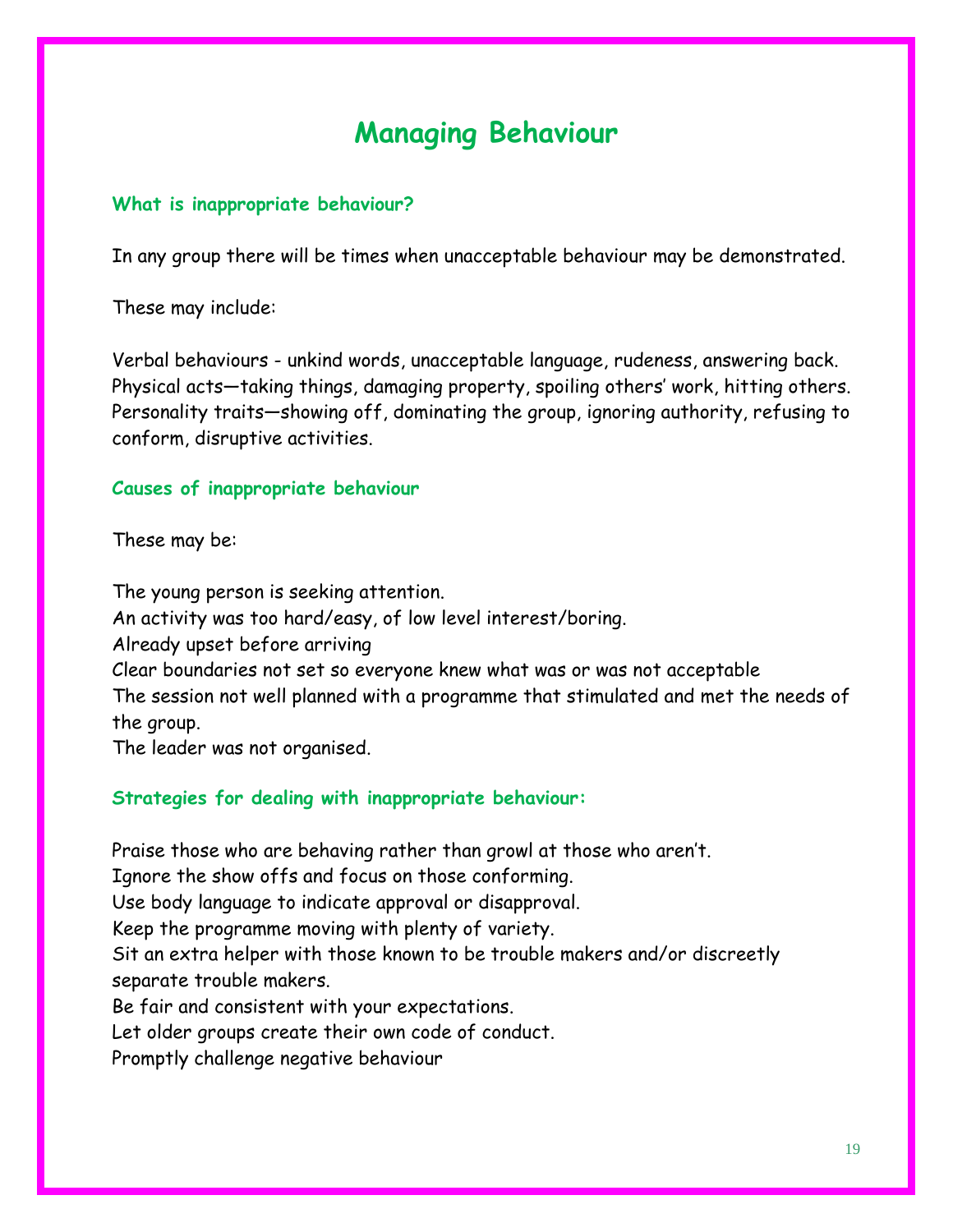# Managing Behaviour

### What is inappropriate behaviour?

In any group there will be times when unacceptable behaviour may be demonstrated.

These may include:

Verbal behaviours - unkind words, unacceptable language, rudeness, answering back.
Physical acts—taking things, damaging property, spoiling others' work, hitting others.
Personality traits—showing off, dominating the group, ignoring authority, refusing to conform, disruptive activities.

### Causes of inappropriate behaviour

These may be:

The young person is seeking attention.
An activity was too hard/easy, of low level interest/boring.
Already upset before arriving
Clear boundaries not set so everyone knew what was or was not acceptable
The session not well planned with a programme that stimulated and met the needs of the group.
The leader was not organised.

### Strategies for dealing with inappropriate behaviour:

Praise those who are behaving rather than growl at those who aren't.
Ignore the show offs and focus on those conforming.
Use body language to indicate approval or disapproval.
Keep the programme moving with plenty of variety.
Sit an extra helper with those known to be trouble makers and/or discreetly separate trouble makers.
Be fair and consistent with your expectations.
Let older groups create their own code of conduct.
Promptly challenge negative behaviour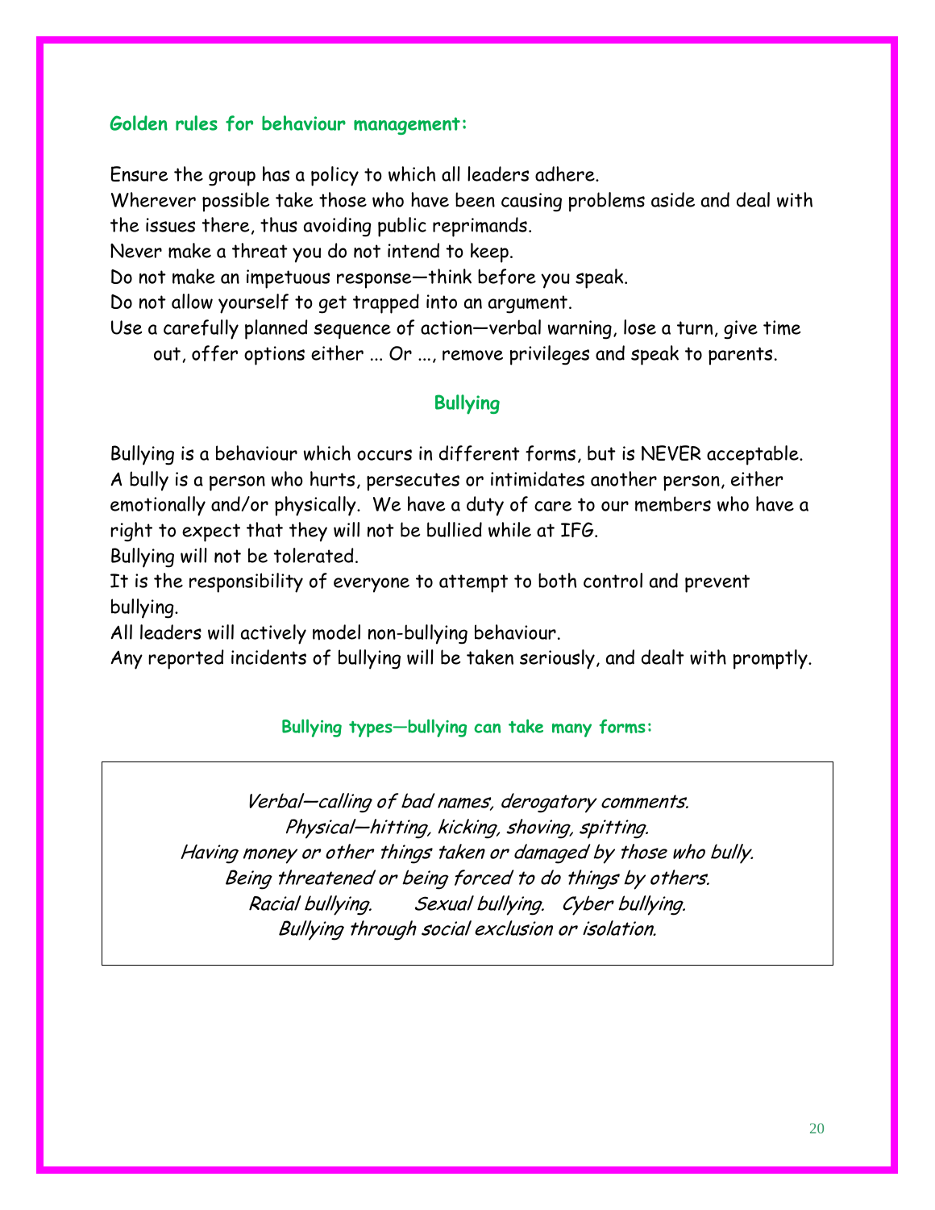### Golden rules for behaviour management:

Ensure the group has a policy to which all leaders adhere.
Wherever possible take those who have been causing problems aside and deal with the issues there, thus avoiding public reprimands.
Never make a threat you do not intend to keep.
Do not make an impetuous response—think before you speak.
Do not allow yourself to get trapped into an argument.
Use a carefully planned sequence of action—verbal warning, lose a turn, give time out, offer options either ... Or ..., remove privileges and speak to parents.

## Bullying

Bullying is a behaviour which occurs in different forms, but is NEVER acceptable.
A bully is a person who hurts, persecutes or intimidates another person, either emotionally and/or physically. We have a duty of care to our members who have a right to expect that they will not be bullied while at IFG.
Bullying will not be tolerated.
It is the responsibility of everyone to attempt to both control and prevent bullying.
All leaders will actively model non-bullying behaviour.
Any reported incidents of bullying will be taken seriously, and dealt with promptly.

### Bullying types—bullying can take many forms:

*Verbal—calling of bad names, derogatory comments.*
*Physical—hitting, kicking, shoving, spitting.*
*Having money or other things taken or damaged by those who bully.*
*Being threatened or being forced to do things by others.*
*Racial bullying. Sexual bullying. Cyber bullying.*
*Bullying through social exclusion or isolation.*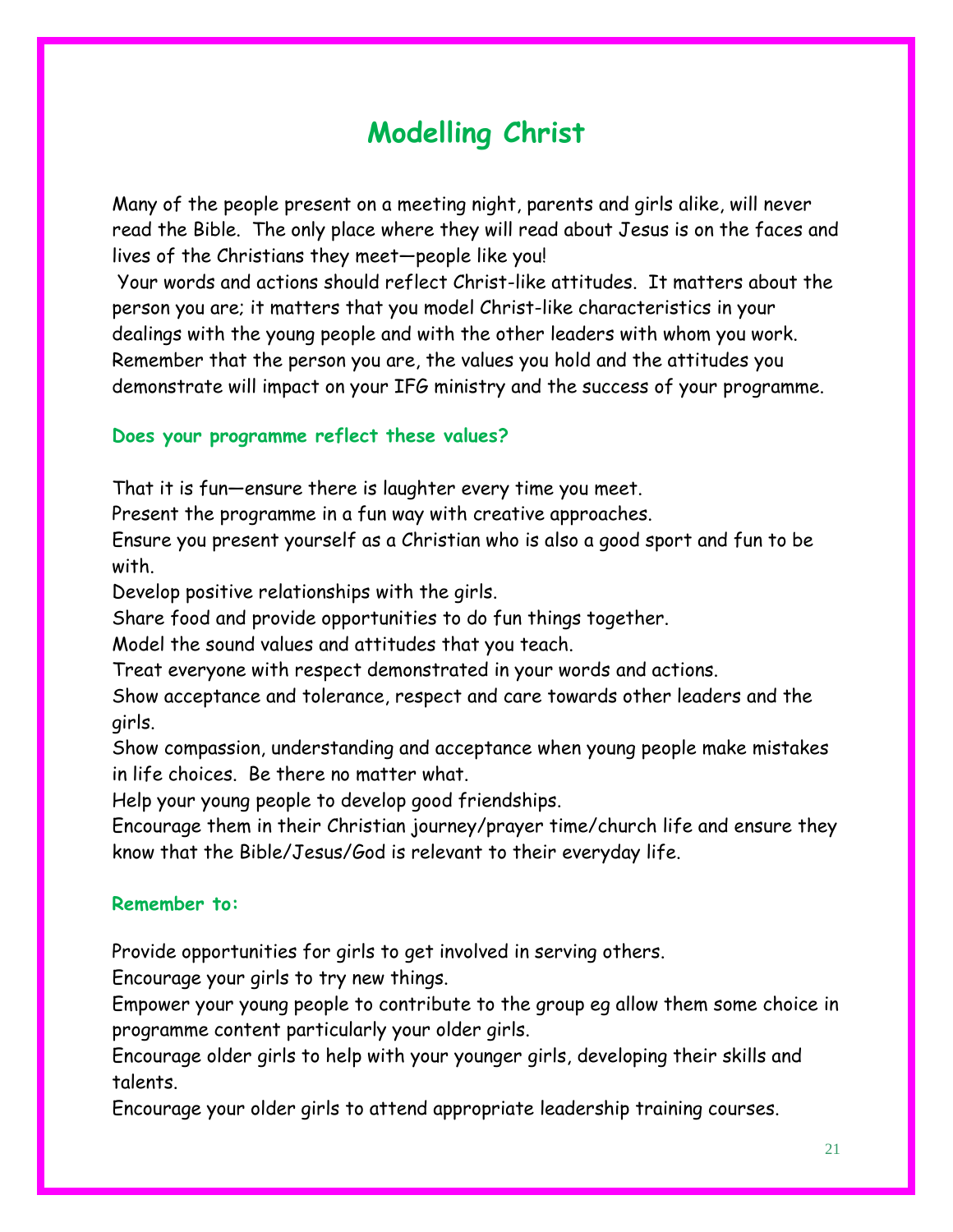# Modelling Christ

Many of the people present on a meeting night, parents and girls alike, will never read the Bible. The only place where they will read about Jesus is on the faces and lives of the Christians they meet—people like you!

Your words and actions should reflect Christ-like attitudes. It matters about the person you are; it matters that you model Christ-like characteristics in your dealings with the young people and with the other leaders with whom you work. Remember that the person you are, the values you hold and the attitudes you demonstrate will impact on your IFG ministry and the success of your programme.

### Does your programme reflect these values?

That it is fun—ensure there is laughter every time you meet.

Present the programme in a fun way with creative approaches.

Ensure you present yourself as a Christian who is also a good sport and fun to be with.

Develop positive relationships with the girls.

Share food and provide opportunities to do fun things together.

Model the sound values and attitudes that you teach.

Treat everyone with respect demonstrated in your words and actions.

Show acceptance and tolerance, respect and care towards other leaders and the girls.

Show compassion, understanding and acceptance when young people make mistakes in life choices. Be there no matter what.

Help your young people to develop good friendships.

Encourage them in their Christian journey/prayer time/church life and ensure they know that the Bible/Jesus/God is relevant to their everyday life.

### Remember to:

Provide opportunities for girls to get involved in serving others.

Encourage your girls to try new things.

Empower your young people to contribute to the group eg allow them some choice in programme content particularly your older girls.

Encourage older girls to help with your younger girls, developing their skills and talents.

Encourage your older girls to attend appropriate leadership training courses.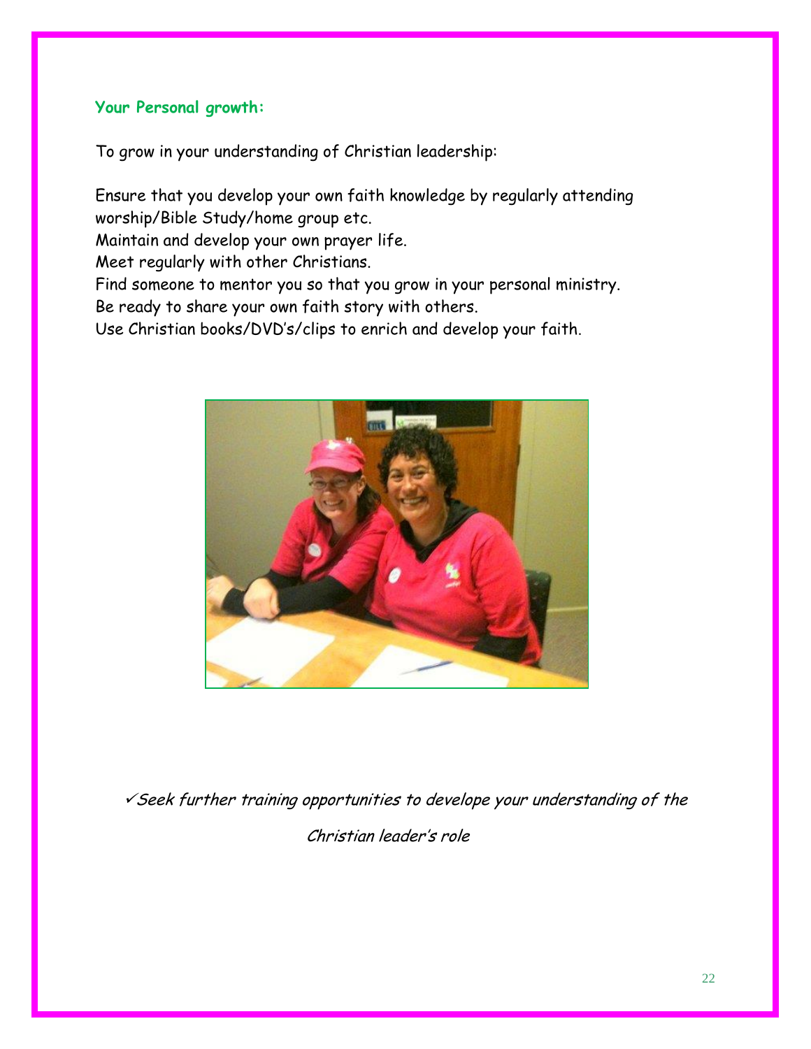### Your Personal growth:

To grow in your understanding of Christian leadership:

Ensure that you develop your own faith knowledge by regularly attending worship/Bible Study/home group etc.
Maintain and develop your own prayer life.
Meet regularly with other Christians.
Find someone to mentor you so that you grow in your personal ministry.
Be ready to share your own faith story with others.
Use Christian books/DVD's/clips to enrich and develop your faith.

✓*Seek further training opportunities to develope your understanding of the Christian leader's role*